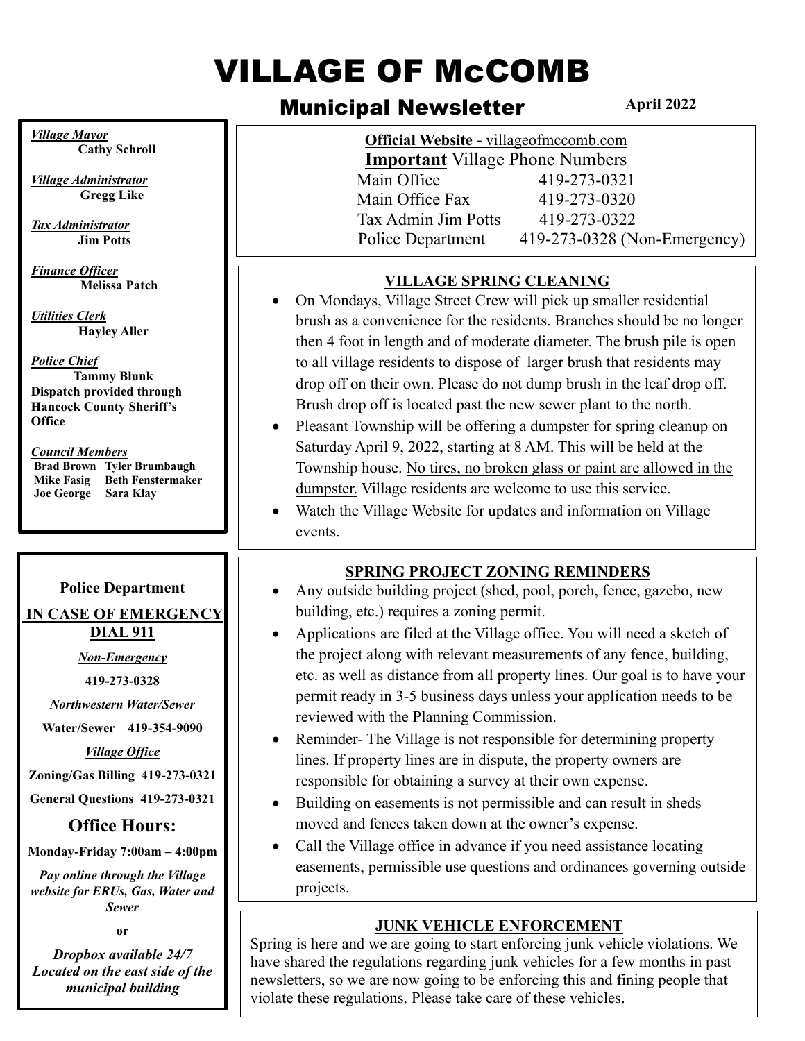# VILLAGE OF McCOMB

## Municipal Newsletter

**April 2022**

*Village Mayor*
**Cathy Schroll**

*Village Administrator*
**Gregg Like**

*Tax Administrator*
**Jim Potts**

*Finance Officer*
**Melissa Patch**

*Utilities Clerk*
**Hayley Aller**

*Police Chief*
**Tammy Blunk**
**Dispatch provided through Hancock County Sheriff's Office**

*Council Members*
**Brad Brown   Tyler Brumbaugh**
**Mike Fasig   Beth Fenstermaker**
**Joe George   Sara Klay**

**Official Website -** villageofmccomb.com

**Important** Village Phone Numbers

| | |
|---|---|
| Main Office | 419-273-0321 |
| Main Office Fax | 419-273-0320 |
| Tax Admin Jim Potts | 419-273-0322 |
| Police Department | 419-273-0328 (Non-Emergency) |

### VILLAGE SPRING CLEANING

- On Mondays, Village Street Crew will pick up smaller residential brush as a convenience for the residents. Branches should be no longer then 4 foot in length and of moderate diameter. The brush pile is open to all village residents to dispose of larger brush that residents may drop off on their own. Please do not dump brush in the leaf drop off. Brush drop off is located past the new sewer plant to the north.
- Pleasant Township will be offering a dumpster for spring cleanup on Saturday April 9, 2022, starting at 8 AM. This will be held at the Township house. No tires, no broken glass or paint are allowed in the dumpster. Village residents are welcome to use this service.
- Watch the Village Website for updates and information on Village events.

### SPRING PROJECT ZONING REMINDERS

- Any outside building project (shed, pool, porch, fence, gazebo, new building, etc.) requires a zoning permit.
- Applications are filed at the Village office. You will need a sketch of the project along with relevant measurements of any fence, building, etc. as well as distance from all property lines. Our goal is to have your permit ready in 3-5 business days unless your application needs to be reviewed with the Planning Commission.
- Reminder- The Village is not responsible for determining property lines. If property lines are in dispute, the property owners are responsible for obtaining a survey at their own expense.
- Building on easements is not permissible and can result in sheds moved and fences taken down at the owner's expense.
- Call the Village office in advance if you need assistance locating easements, permissible use questions and ordinances governing outside projects.

### JUNK VEHICLE ENFORCEMENT

Spring is here and we are going to start enforcing junk vehicle violations. We have shared the regulations regarding junk vehicles for a few months in past newsletters, so we are now going to be enforcing this and fining people that violate these regulations. Please take care of these vehicles.

**Police Department**

**IN CASE OF EMERGENCY DIAL 911**

***Non-Emergency***

**419-273-0328**

***Northwestern Water/Sewer***

**Water/Sewer 419-354-9090**

***Village Office***

**Zoning/Gas Billing 419-273-0321**

**General Questions 419-273-0321**

**Office Hours:**

**Monday-Friday 7:00am – 4:00pm**

***Pay online through the Village website for ERUs, Gas, Water and Sewer***

**or**

***Dropbox available 24/7 Located on the east side of the municipal building***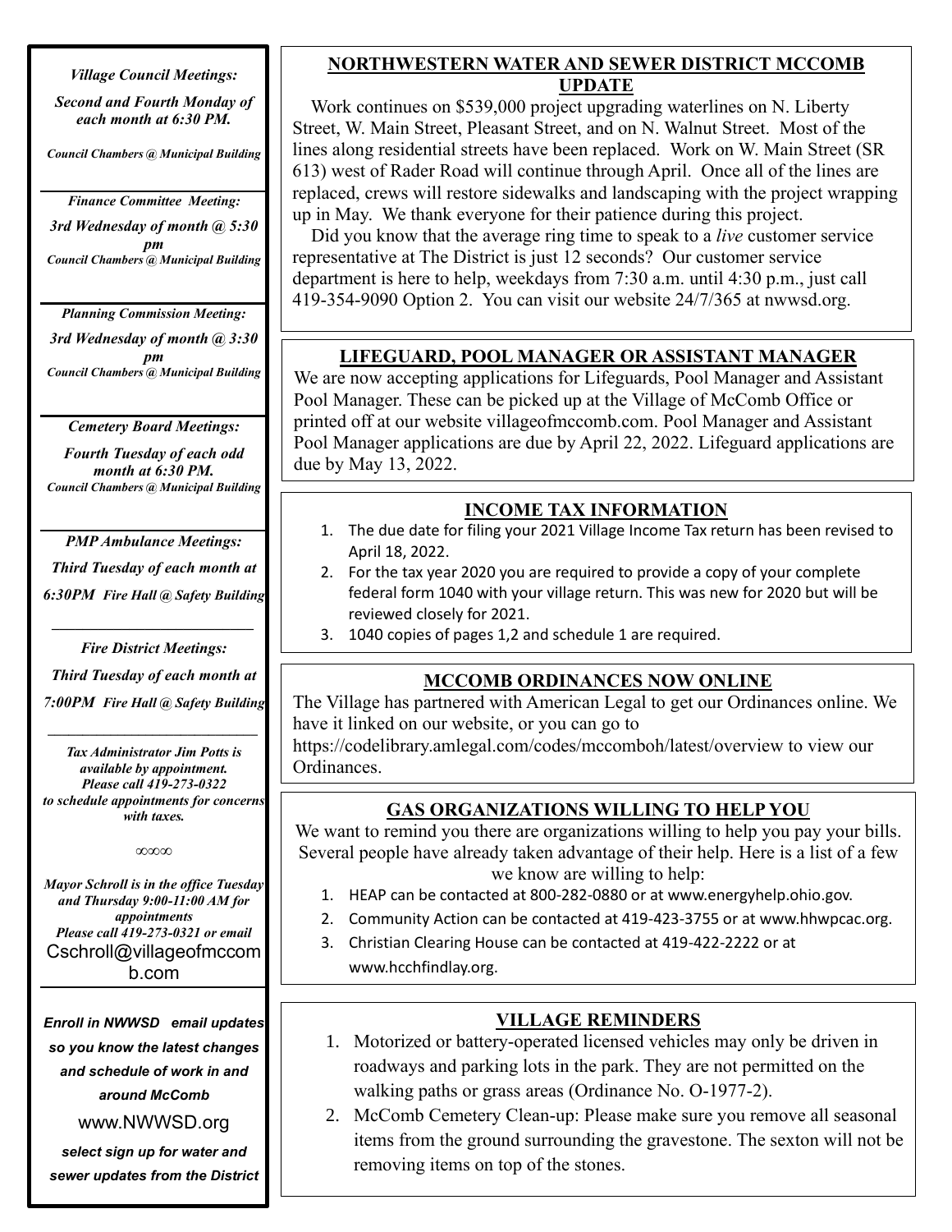*Village Council Meetings:*

***Second and Fourth Monday of each month at 6:30 PM.***

***Council Chambers @ Municipal Building***

*Finance Committee Meeting:*

***3rd Wednesday of month @ 5:30 pm***

***Council Chambers @ Municipal Building***

*Planning Commission Meeting:*

***3rd Wednesday of month @ 3:30 pm***

***Council Chambers @ Municipal Building***

*Cemetery Board Meetings:*

***Fourth Tuesday of each odd month at 6:30 PM.***

***Council Chambers @ Municipal Building***

*PMP Ambulance Meetings:*

***Third Tuesday of each month at 6:30PM Fire Hall @ Safety Building***

*Fire District Meetings:*

***Third Tuesday of each month at 7:00PM Fire Hall @ Safety Building***

***Tax Administrator Jim Potts is available by appointment. Please call 419-273-0322 to schedule appointments for concerns with taxes.***

∞∞∞

***Mayor Schroll is in the office Tuesday and Thursday 9:00-11:00 AM for appointments***

***Please call 419-273-0321 or email*** Cschroll@villageofmccomb.com

***Enroll in NWWSD email updates so you know the latest changes and schedule of work in and around McComb***

www.NWWSD.org

***select sign up for water and sewer updates from the District***

## NORTHWESTERN WATER AND SEWER DISTRICT MCCOMB UPDATE

Work continues on $539,000 project upgrading waterlines on N. Liberty Street, W. Main Street, Pleasant Street, and on N. Walnut Street. Most of the lines along residential streets have been replaced. Work on W. Main Street (SR 613) west of Rader Road will continue through April. Once all of the lines are replaced, crews will restore sidewalks and landscaping with the project wrapping up in May. We thank everyone for their patience during this project.

Did you know that the average ring time to speak to a *live* customer service representative at The District is just 12 seconds? Our customer service department is here to help, weekdays from 7:30 a.m. until 4:30 p.m., just call 419-354-9090 Option 2. You can visit our website 24/7/365 at nwwsd.org.

## LIFEGUARD, POOL MANAGER OR ASSISTANT MANAGER

We are now accepting applications for Lifeguards, Pool Manager and Assistant Pool Manager. These can be picked up at the Village of McComb Office or printed off at our website villageofmccomb.com. Pool Manager and Assistant Pool Manager applications are due by April 22, 2022. Lifeguard applications are due by May 13, 2022.

## INCOME TAX INFORMATION

1. The due date for filing your 2021 Village Income Tax return has been revised to April 18, 2022.
2. For the tax year 2020 you are required to provide a copy of your complete federal form 1040 with your village return. This was new for 2020 but will be reviewed closely for 2021.
3. 1040 copies of pages 1,2 and schedule 1 are required.

## MCCOMB ORDINANCES NOW ONLINE

The Village has partnered with American Legal to get our Ordinances online. We have it linked on our website, or you can go to https://codelibrary.amlegal.com/codes/mccomboh/latest/overview to view our Ordinances.

## GAS ORGANIZATIONS WILLING TO HELP YOU

We want to remind you there are organizations willing to help you pay your bills. Several people have already taken advantage of their help. Here is a list of a few we know are willing to help:

1. HEAP can be contacted at 800-282-0880 or at www.energyhelp.ohio.gov.
2. Community Action can be contacted at 419-423-3755 or at www.hhwpcac.org.
3. Christian Clearing House can be contacted at 419-422-2222 or at www.hcchfindlay.org.

## VILLAGE REMINDERS

1. Motorized or battery-operated licensed vehicles may only be driven in roadways and parking lots in the park. They are not permitted on the walking paths or grass areas (Ordinance No. O-1977-2).
2. McComb Cemetery Clean-up: Please make sure you remove all seasonal items from the ground surrounding the gravestone. The sexton will not be removing items on top of the stones.